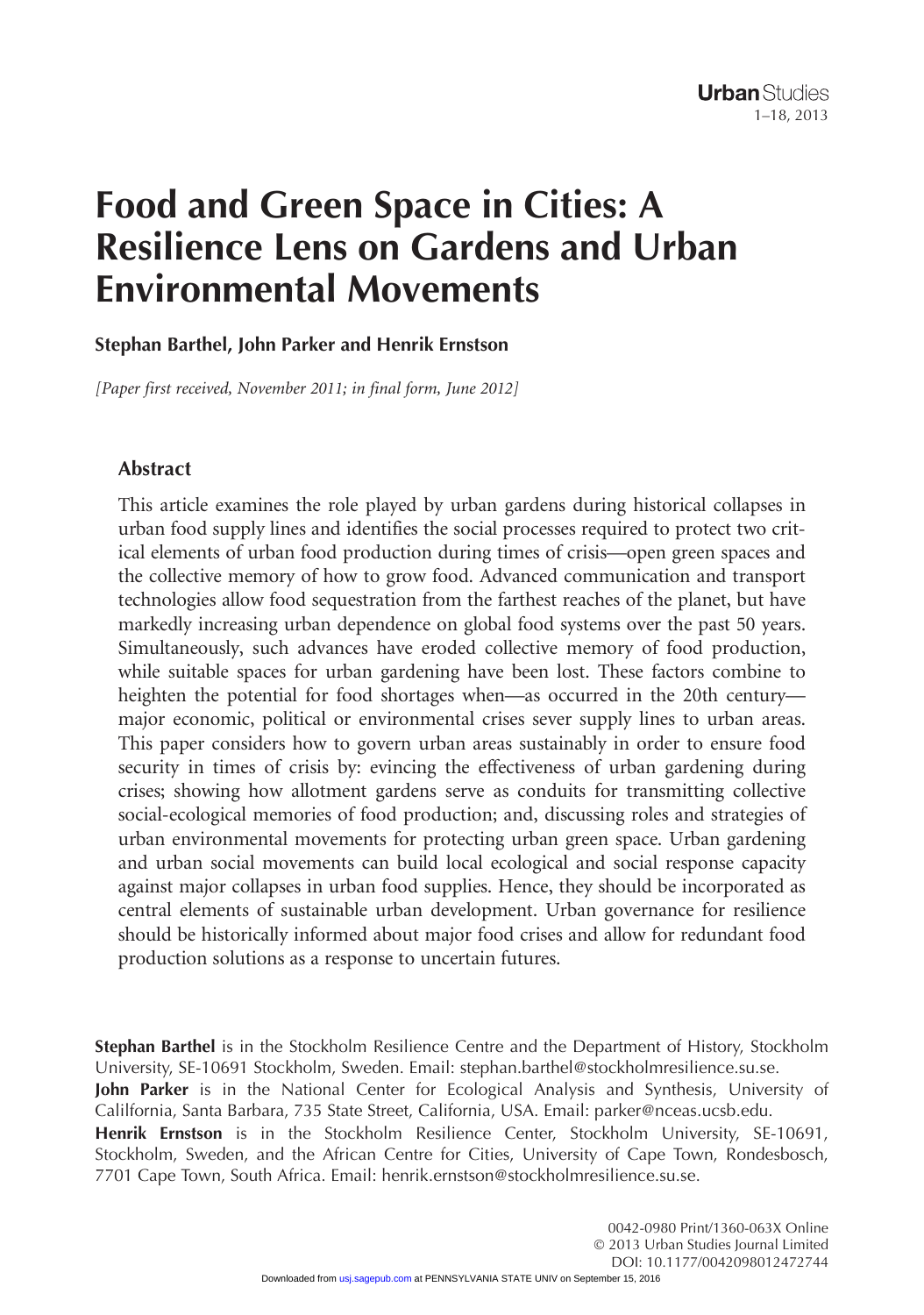# Food and Green Space in Cities: A Resilience Lens on Gardens and Urban Environmental Movements

**Stephan Barthel, John Parker and Henrik Ernstson**

*[Paper first received, November 2011; in final form, June 2012]*

## Abstract

This article examines the role played by urban gardens during historical collapses in urban food supply lines and identifies the social processes required to protect two critical elements of urban food production during times of crisis—open green spaces and the collective memory of how to grow food. Advanced communication and transport technologies allow food sequestration from the farthest reaches of the planet, but have markedly increasing urban dependence on global food systems over the past 50 years. Simultaneously, such advances have eroded collective memory of food production, while suitable spaces for urban gardening have been lost. These factors combine to heighten the potential for food shortages when—as occurred in the 20th century—major economic, political or environmental crises sever supply lines to urban areas. This paper considers how to govern urban areas sustainably in order to ensure food security in times of crisis by: evincing the effectiveness of urban gardening during crises; showing how allotment gardens serve as conduits for transmitting collective social-ecological memories of food production; and, discussing roles and strategies of urban environmental movements for protecting urban green space. Urban gardening and urban social movements can build local ecological and social response capacity against major collapses in urban food supplies. Hence, they should be incorporated as central elements of sustainable urban development. Urban governance for resilience should be historically informed about major food crises and allow for redundant food production solutions as a response to uncertain futures.

**Stephan Barthel** is in the Stockholm Resilience Centre and the Department of History, Stockholm University, SE-10691 Stockholm, Sweden. Email: stephan.barthel@stockholmresilience.su.se.

**John Parker** is in the National Center for Ecological Analysis and Synthesis, University of Calilfornia, Santa Barbara, 735 State Street, California, USA. Email: parker@nceas.ucsb.edu.

**Henrik Ernstson** is in the Stockholm Resilience Center, Stockholm University, SE-10691, Stockholm, Sweden, and the African Centre for Cities, University of Cape Town, Rondesbosch, 7701 Cape Town, South Africa. Email: henrik.ernstson@stockholmresilience.su.se.

0042-0980 Print/1360-063X Online
© 2013 Urban Studies Journal Limited
DOI: 10.1177/0042098012472744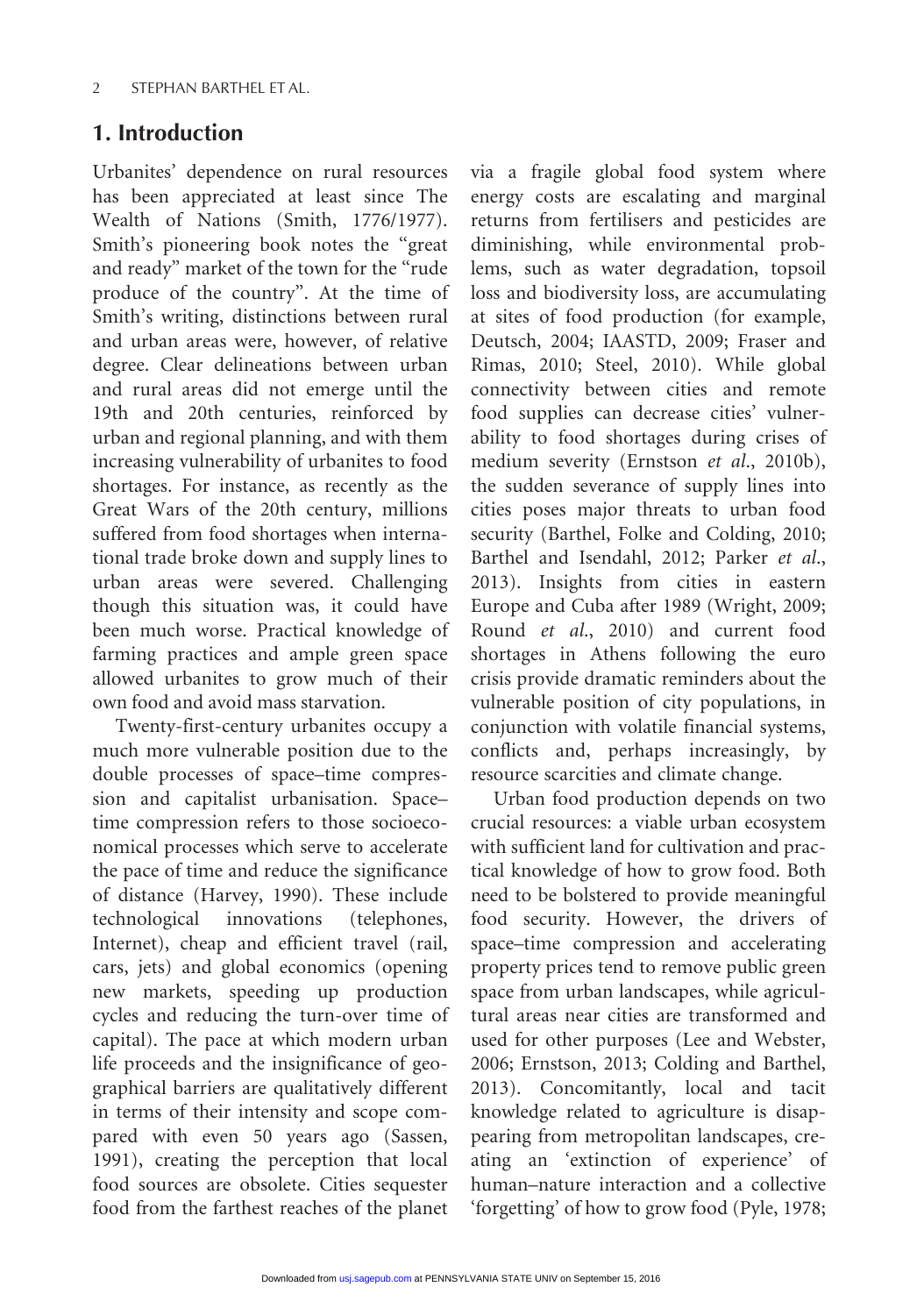## 1. Introduction

Urbanites' dependence on rural resources has been appreciated at least since The Wealth of Nations (Smith, 1776/1977). Smith's pioneering book notes the "great and ready" market of the town for the "rude produce of the country". At the time of Smith's writing, distinctions between rural and urban areas were, however, of relative degree. Clear delineations between urban and rural areas did not emerge until the 19th and 20th centuries, reinforced by urban and regional planning, and with them increasing vulnerability of urbanites to food shortages. For instance, as recently as the Great Wars of the 20th century, millions suffered from food shortages when international trade broke down and supply lines to urban areas were severed. Challenging though this situation was, it could have been much worse. Practical knowledge of farming practices and ample green space allowed urbanites to grow much of their own food and avoid mass starvation.

Twenty-first-century urbanites occupy a much more vulnerable position due to the double processes of space–time compression and capitalist urbanisation. Space–time compression refers to those socioeconomical processes which serve to accelerate the pace of time and reduce the significance of distance (Harvey, 1990). These include technological innovations (telephones, Internet), cheap and efficient travel (rail, cars, jets) and global economics (opening new markets, speeding up production cycles and reducing the turn-over time of capital). The pace at which modern urban life proceeds and the insignificance of geographical barriers are qualitatively different in terms of their intensity and scope compared with even 50 years ago (Sassen, 1991), creating the perception that local food sources are obsolete. Cities sequester food from the farthest reaches of the planet via a fragile global food system where energy costs are escalating and marginal returns from fertilisers and pesticides are diminishing, while environmental problems, such as water degradation, topsoil loss and biodiversity loss, are accumulating at sites of food production (for example, Deutsch, 2004; IAASTD, 2009; Fraser and Rimas, 2010; Steel, 2010). While global connectivity between cities and remote food supplies can decrease cities' vulnerability to food shortages during crises of medium severity (Ernstson *et al*., 2010b), the sudden severance of supply lines into cities poses major threats to urban food security (Barthel, Folke and Colding, 2010; Barthel and Isendahl, 2012; Parker *et al*., 2013). Insights from cities in eastern Europe and Cuba after 1989 (Wright, 2009; Round *et al*., 2010) and current food shortages in Athens following the euro crisis provide dramatic reminders about the vulnerable position of city populations, in conjunction with volatile financial systems, conflicts and, perhaps increasingly, by resource scarcities and climate change.

Urban food production depends on two crucial resources: a viable urban ecosystem with sufficient land for cultivation and practical knowledge of how to grow food. Both need to be bolstered to provide meaningful food security. However, the drivers of space–time compression and accelerating property prices tend to remove public green space from urban landscapes, while agricultural areas near cities are transformed and used for other purposes (Lee and Webster, 2006; Ernstson, 2013; Colding and Barthel, 2013). Concomitantly, local and tacit knowledge related to agriculture is disappearing from metropolitan landscapes, creating an 'extinction of experience' of human–nature interaction and a collective 'forgetting' of how to grow food (Pyle, 1978;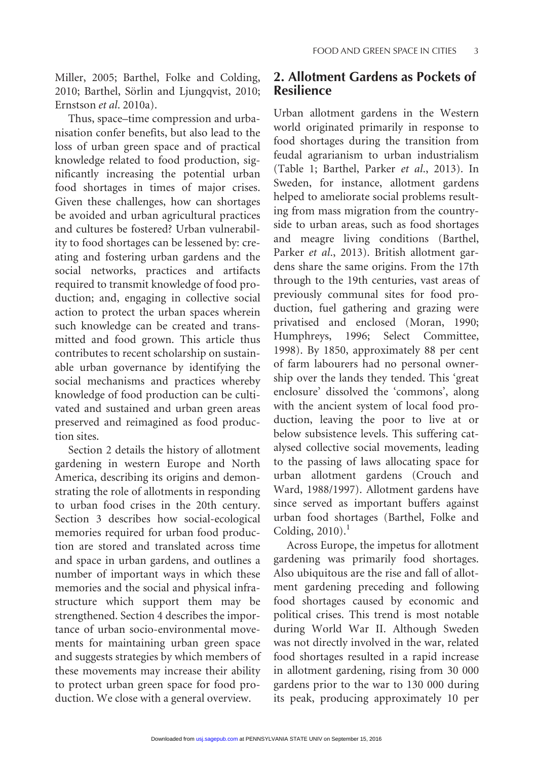Miller, 2005; Barthel, Folke and Colding, 2010; Barthel, Sörlin and Ljungqvist, 2010; Ernstson *et al*. 2010a).

Thus, space–time compression and urbanisation confer benefits, but also lead to the loss of urban green space and of practical knowledge related to food production, significantly increasing the potential urban food shortages in times of major crises. Given these challenges, how can shortages be avoided and urban agricultural practices and cultures be fostered? Urban vulnerability to food shortages can be lessened by: creating and fostering urban gardens and the social networks, practices and artifacts required to transmit knowledge of food production; and, engaging in collective social action to protect the urban spaces wherein such knowledge can be created and transmitted and food grown. This article thus contributes to recent scholarship on sustainable urban governance by identifying the social mechanisms and practices whereby knowledge of food production can be cultivated and sustained and urban green areas preserved and reimagined as food production sites.

Section 2 details the history of allotment gardening in western Europe and North America, describing its origins and demonstrating the role of allotments in responding to urban food crises in the 20th century. Section 3 describes how social-ecological memories required for urban food production are stored and translated across time and space in urban gardens, and outlines a number of important ways in which these memories and the social and physical infrastructure which support them may be strengthened. Section 4 describes the importance of urban socio-environmental movements for maintaining urban green space and suggests strategies by which members of these movements may increase their ability to protect urban green space for food production. We close with a general overview.

## 2. Allotment Gardens as Pockets of Resilience

Urban allotment gardens in the Western world originated primarily in response to food shortages during the transition from feudal agrarianism to urban industrialism (Table 1; Barthel, Parker *et al*., 2013). In Sweden, for instance, allotment gardens helped to ameliorate social problems resulting from mass migration from the countryside to urban areas, such as food shortages and meagre living conditions (Barthel, Parker *et al*., 2013). British allotment gardens share the same origins. From the 17th through to the 19th centuries, vast areas of previously communal sites for food production, fuel gathering and grazing were privatised and enclosed (Moran, 1990; Humphreys, 1996; Select Committee, 1998). By 1850, approximately 88 per cent of farm labourers had no personal ownership over the lands they tended. This 'great enclosure' dissolved the 'commons', along with the ancient system of local food production, leaving the poor to live at or below subsistence levels. This suffering catalysed collective social movements, leading to the passing of laws allocating space for urban allotment gardens (Crouch and Ward, 1988/1997). Allotment gardens have since served as important buffers against urban food shortages (Barthel, Folke and Colding, 2010).[1]

Across Europe, the impetus for allotment gardening was primarily food shortages. Also ubiquitous are the rise and fall of allotment gardening preceding and following food shortages caused by economic and political crises. This trend is most notable during World War II. Although Sweden was not directly involved in the war, related food shortages resulted in a rapid increase in allotment gardening, rising from 30 000 gardens prior to the war to 130 000 during its peak, producing approximately 10 per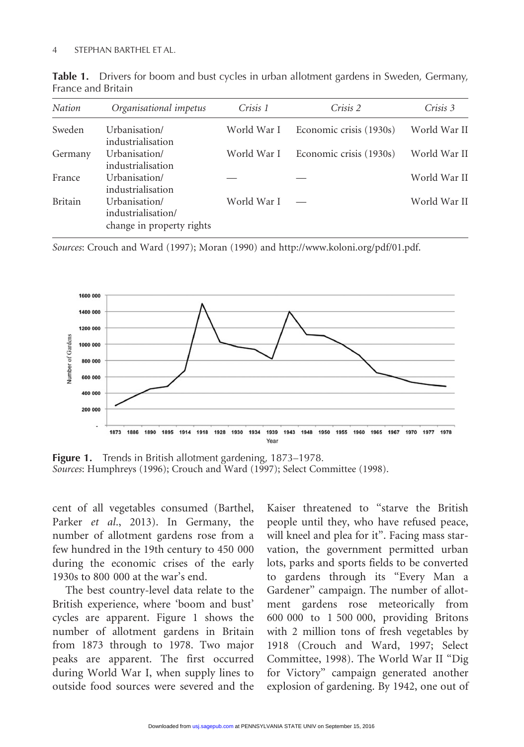**Table 1.** Drivers for boom and bust cycles in urban allotment gardens in Sweden, Germany, France and Britain

| *Nation* | *Organisational impetus* | *Crisis 1* | *Crisis 2* | *Crisis 3* |
|---|---|---|---|---|
| Sweden | Urbanisation/ industrialisation | World War I | Economic crisis (1930s) | World War II |
| Germany | Urbanisation/ industrialisation | World War I | Economic crisis (1930s) | World War II |
| France | Urbanisation/ industrialisation | — | — | World War II |
| Britain | Urbanisation/ industrialisation/ change in property rights | World War I | — | World War II |

*Sources*: Crouch and Ward (1997); Moran (1990) and http://www.koloni.org/pdf/01.pdf.

**Figure 1.** Trends in British allotment gardening, 1873–1978.
*Sources*: Humphreys (1996); Crouch and Ward (1997); Select Committee (1998).

cent of all vegetables consumed (Barthel, Parker *et al.*, 2013). In Germany, the number of allotment gardens rose from a few hundred in the 19th century to 450 000 during the economic crises of the early 1930s to 800 000 at the war's end.

The best country-level data relate to the British experience, where 'boom and bust' cycles are apparent. Figure 1 shows the number of allotment gardens in Britain from 1873 through to 1978. Two major peaks are apparent. The first occurred during World War I, when supply lines to outside food sources were severed and the Kaiser threatened to "starve the British people until they, who have refused peace, will kneel and plea for it". Facing mass starvation, the government permitted urban lots, parks and sports fields to be converted to gardens through its "Every Man a Gardener" campaign. The number of allotment gardens rose meteorically from 600 000 to 1 500 000, providing Britons with 2 million tons of fresh vegetables by 1918 (Crouch and Ward, 1997; Select Committee, 1998). The World War II "Dig for Victory" campaign generated another explosion of gardening. By 1942, one out of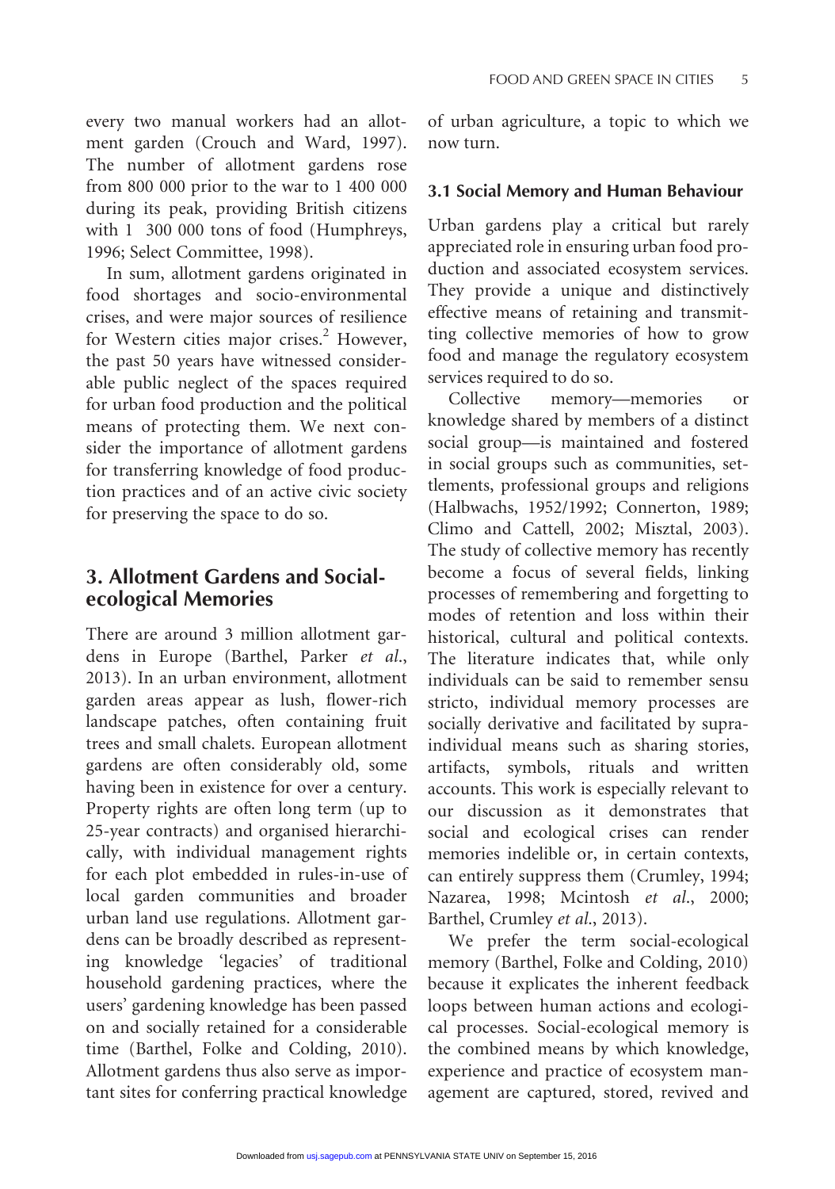every two manual workers had an allotment garden (Crouch and Ward, 1997). The number of allotment gardens rose from 800 000 prior to the war to 1 400 000 during its peak, providing British citizens with 1 300 000 tons of food (Humphreys, 1996; Select Committee, 1998).

In sum, allotment gardens originated in food shortages and socio-environmental crises, and were major sources of resilience for Western cities major crises.[2] However, the past 50 years have witnessed considerable public neglect of the spaces required for urban food production and the political means of protecting them. We next consider the importance of allotment gardens for transferring knowledge of food production practices and of an active civic society for preserving the space to do so.

## 3. Allotment Gardens and Social-ecological Memories

There are around 3 million allotment gardens in Europe (Barthel, Parker *et al*., 2013). In an urban environment, allotment garden areas appear as lush, flower-rich landscape patches, often containing fruit trees and small chalets. European allotment gardens are often considerably old, some having been in existence for over a century. Property rights are often long term (up to 25-year contracts) and organised hierarchically, with individual management rights for each plot embedded in rules-in-use of local garden communities and broader urban land use regulations. Allotment gardens can be broadly described as representing knowledge 'legacies' of traditional household gardening practices, where the users' gardening knowledge has been passed on and socially retained for a considerable time (Barthel, Folke and Colding, 2010). Allotment gardens thus also serve as important sites for conferring practical knowledge of urban agriculture, a topic to which we now turn.

### 3.1 Social Memory and Human Behaviour

Urban gardens play a critical but rarely appreciated role in ensuring urban food production and associated ecosystem services. They provide a unique and distinctively effective means of retaining and transmitting collective memories of how to grow food and manage the regulatory ecosystem services required to do so.

Collective memory—memories or knowledge shared by members of a distinct social group—is maintained and fostered in social groups such as communities, settlements, professional groups and religions (Halbwachs, 1952/1992; Connerton, 1989; Climo and Cattell, 2002; Misztal, 2003). The study of collective memory has recently become a focus of several fields, linking processes of remembering and forgetting to modes of retention and loss within their historical, cultural and political contexts. The literature indicates that, while only individuals can be said to remember sensu stricto, individual memory processes are socially derivative and facilitated by supra-individual means such as sharing stories, artifacts, symbols, rituals and written accounts. This work is especially relevant to our discussion as it demonstrates that social and ecological crises can render memories indelible or, in certain contexts, can entirely suppress them (Crumley, 1994; Nazarea, 1998; Mcintosh *et al*., 2000; Barthel, Crumley *et al*., 2013).

We prefer the term social-ecological memory (Barthel, Folke and Colding, 2010) because it explicates the inherent feedback loops between human actions and ecological processes. Social-ecological memory is the combined means by which knowledge, experience and practice of ecosystem management are captured, stored, revived and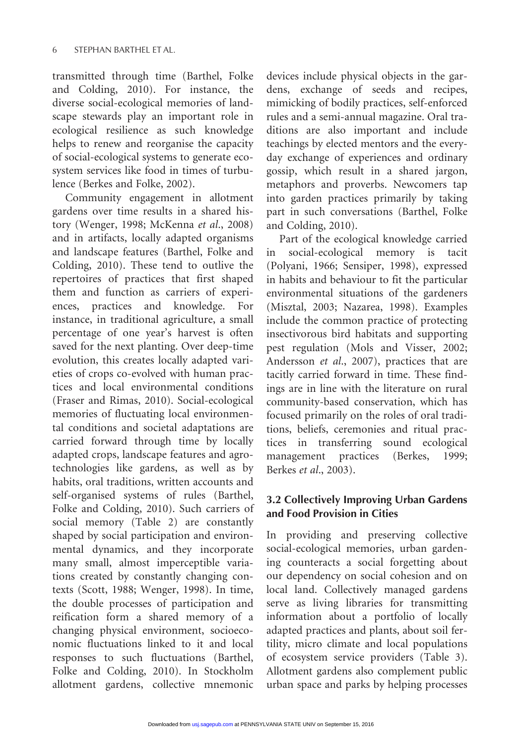transmitted through time (Barthel, Folke and Colding, 2010). For instance, the diverse social-ecological memories of landscape stewards play an important role in ecological resilience as such knowledge helps to renew and reorganise the capacity of social-ecological systems to generate ecosystem services like food in times of turbulence (Berkes and Folke, 2002).

Community engagement in allotment gardens over time results in a shared history (Wenger, 1998; McKenna *et al*., 2008) and in artifacts, locally adapted organisms and landscape features (Barthel, Folke and Colding, 2010). These tend to outlive the repertoires of practices that first shaped them and function as carriers of experiences, practices and knowledge. For instance, in traditional agriculture, a small percentage of one year's harvest is often saved for the next planting. Over deep-time evolution, this creates locally adapted varieties of crops co-evolved with human practices and local environmental conditions (Fraser and Rimas, 2010). Social-ecological memories of fluctuating local environmental conditions and societal adaptations are carried forward through time by locally adapted crops, landscape features and agrotechnologies like gardens, as well as by habits, oral traditions, written accounts and self-organised systems of rules (Barthel, Folke and Colding, 2010). Such carriers of social memory (Table 2) are constantly shaped by social participation and environmental dynamics, and they incorporate many small, almost imperceptible variations created by constantly changing contexts (Scott, 1988; Wenger, 1998). In time, the double processes of participation and reification form a shared memory of a changing physical environment, socioeconomic fluctuations linked to it and local responses to such fluctuations (Barthel, Folke and Colding, 2010). In Stockholm allotment gardens, collective mnemonic devices include physical objects in the gardens, exchange of seeds and recipes, mimicking of bodily practices, self-enforced rules and a semi-annual magazine. Oral traditions are also important and include teachings by elected mentors and the everyday exchange of experiences and ordinary gossip, which result in a shared jargon, metaphors and proverbs. Newcomers tap into garden practices primarily by taking part in such conversations (Barthel, Folke and Colding, 2010).

Part of the ecological knowledge carried in social-ecological memory is tacit (Polyani, 1966; Sensiper, 1998), expressed in habits and behaviour to fit the particular environmental situations of the gardeners (Misztal, 2003; Nazarea, 1998). Examples include the common practice of protecting insectivorous bird habitats and supporting pest regulation (Mols and Visser, 2002; Andersson *et al*., 2007), practices that are tacitly carried forward in time. These findings are in line with the literature on rural community-based conservation, which has focused primarily on the roles of oral traditions, beliefs, ceremonies and ritual practices in transferring sound ecological management practices (Berkes, 1999; Berkes *et al*., 2003).

### 3.2 Collectively Improving Urban Gardens and Food Provision in Cities

In providing and preserving collective social-ecological memories, urban gardening counteracts a social forgetting about our dependency on social cohesion and on local land. Collectively managed gardens serve as living libraries for transmitting information about a portfolio of locally adapted practices and plants, about soil fertility, micro climate and local populations of ecosystem service providers (Table 3). Allotment gardens also complement public urban space and parks by helping processes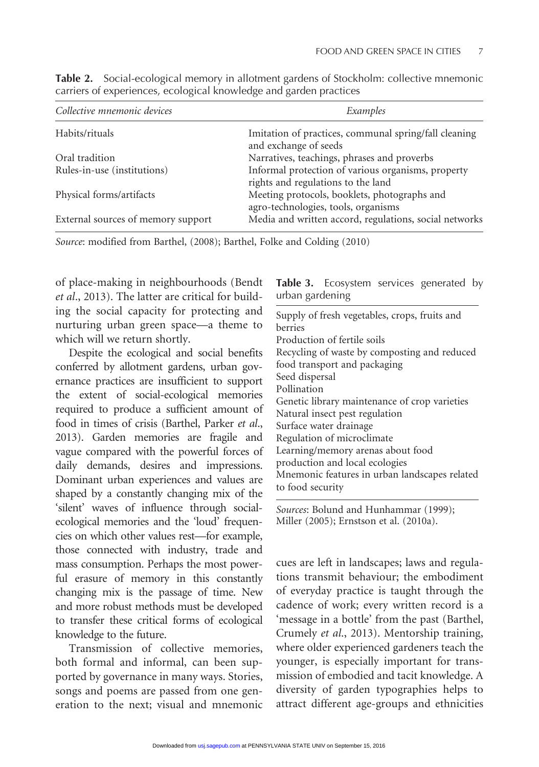**Table 2.** Social-ecological memory in allotment gardens of Stockholm: collective mnemonic carriers of experiences, ecological knowledge and garden practices

| *Collective mnemonic devices* | *Examples* |
|---|---|
| Habits/rituals | Imitation of practices, communal spring/fall cleaning and exchange of seeds |
| Oral tradition | Narratives, teachings, phrases and proverbs |
| Rules-in-use (institutions) | Informal protection of various organisms, property rights and regulations to the land |
| Physical forms/artifacts | Meeting protocols, booklets, photographs and agro-technologies, tools, organisms |
| External sources of memory support | Media and written accord, regulations, social networks |

*Source*: modified from Barthel, (2008); Barthel, Folke and Colding (2010)

of place-making in neighbourhoods (Bendt *et al*., 2013). The latter are critical for building the social capacity for protecting and nurturing urban green space—a theme to which will we return shortly.

Despite the ecological and social benefits conferred by allotment gardens, urban governance practices are insufficient to support the extent of social-ecological memories required to produce a sufficient amount of food in times of crisis (Barthel, Parker *et al*., 2013). Garden memories are fragile and vague compared with the powerful forces of daily demands, desires and impressions. Dominant urban experiences and values are shaped by a constantly changing mix of the 'silent' waves of influence through social-ecological memories and the 'loud' frequencies on which other values rest—for example, those connected with industry, trade and mass consumption. Perhaps the most powerful erasure of memory in this constantly changing mix is the passage of time. New and more robust methods must be developed to transfer these critical forms of ecological knowledge to the future.

Transmission of collective memories, both formal and informal, can been supported by governance in many ways. Stories, songs and poems are passed from one generation to the next; visual and mnemonic cues are left in landscapes; laws and regulations transmit behaviour; the embodiment of everyday practice is taught through the cadence of work; every written record is a 'message in a bottle' from the past (Barthel, Crumely *et al*., 2013). Mentorship training, where older experienced gardeners teach the younger, is especially important for transmission of embodied and tacit knowledge. A diversity of garden typographies helps to attract different age-groups and ethnicities

**Table 3.** Ecosystem services generated by urban gardening

| |
|---|
| Supply of fresh vegetables, crops, fruits and berries |
| Production of fertile soils |
| Recycling of waste by composting and reduced food transport and packaging |
| Seed dispersal |
| Pollination |
| Genetic library maintenance of crop varieties |
| Natural insect pest regulation |
| Surface water drainage |
| Regulation of microclimate |
| Learning/memory arenas about food production and local ecologies |
| Mnemonic features in urban landscapes related to food security |

*Sources*: Bolund and Hunhammar (1999); Miller (2005); Ernstson et al. (2010a).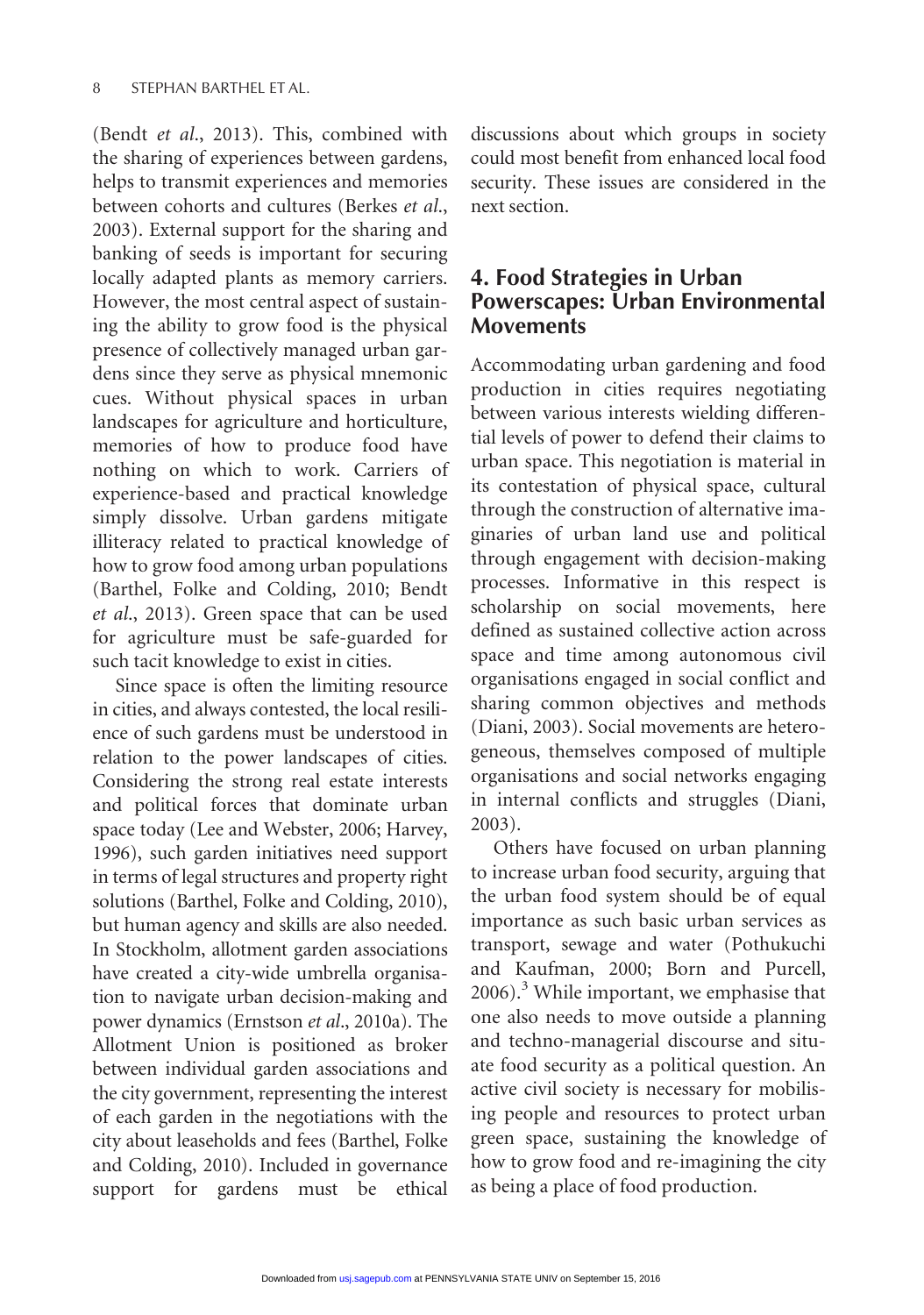(Bendt *et al*., 2013). This, combined with the sharing of experiences between gardens, helps to transmit experiences and memories between cohorts and cultures (Berkes *et al*., 2003). External support for the sharing and banking of seeds is important for securing locally adapted plants as memory carriers. However, the most central aspect of sustaining the ability to grow food is the physical presence of collectively managed urban gardens since they serve as physical mnemonic cues. Without physical spaces in urban landscapes for agriculture and horticulture, memories of how to produce food have nothing on which to work. Carriers of experience-based and practical knowledge simply dissolve. Urban gardens mitigate illiteracy related to practical knowledge of how to grow food among urban populations (Barthel, Folke and Colding, 2010; Bendt *et al*., 2013). Green space that can be used for agriculture must be safe-guarded for such tacit knowledge to exist in cities.

Since space is often the limiting resource in cities, and always contested, the local resilience of such gardens must be understood in relation to the power landscapes of cities. Considering the strong real estate interests and political forces that dominate urban space today (Lee and Webster, 2006; Harvey, 1996), such garden initiatives need support in terms of legal structures and property right solutions (Barthel, Folke and Colding, 2010), but human agency and skills are also needed. In Stockholm, allotment garden associations have created a city-wide umbrella organisation to navigate urban decision-making and power dynamics (Ernstson *et al*., 2010a). The Allotment Union is positioned as broker between individual garden associations and the city government, representing the interest of each garden in the negotiations with the city about leaseholds and fees (Barthel, Folke and Colding, 2010). Included in governance support for gardens must be ethical discussions about which groups in society could most benefit from enhanced local food security. These issues are considered in the next section.

## 4. Food Strategies in Urban Powerscapes: Urban Environmental Movements

Accommodating urban gardening and food production in cities requires negotiating between various interests wielding differential levels of power to defend their claims to urban space. This negotiation is material in its contestation of physical space, cultural through the construction of alternative imaginaries of urban land use and political through engagement with decision-making processes. Informative in this respect is scholarship on social movements, here defined as sustained collective action across space and time among autonomous civil organisations engaged in social conflict and sharing common objectives and methods (Diani, 2003). Social movements are heterogeneous, themselves composed of multiple organisations and social networks engaging in internal conflicts and struggles (Diani, 2003).

Others have focused on urban planning to increase urban food security, arguing that the urban food system should be of equal importance as such basic urban services as transport, sewage and water (Pothukuchi and Kaufman, 2000; Born and Purcell, 2006).[3] While important, we emphasise that one also needs to move outside a planning and techno-managerial discourse and situate food security as a political question. An active civil society is necessary for mobilising people and resources to protect urban green space, sustaining the knowledge of how to grow food and re-imagining the city as being a place of food production.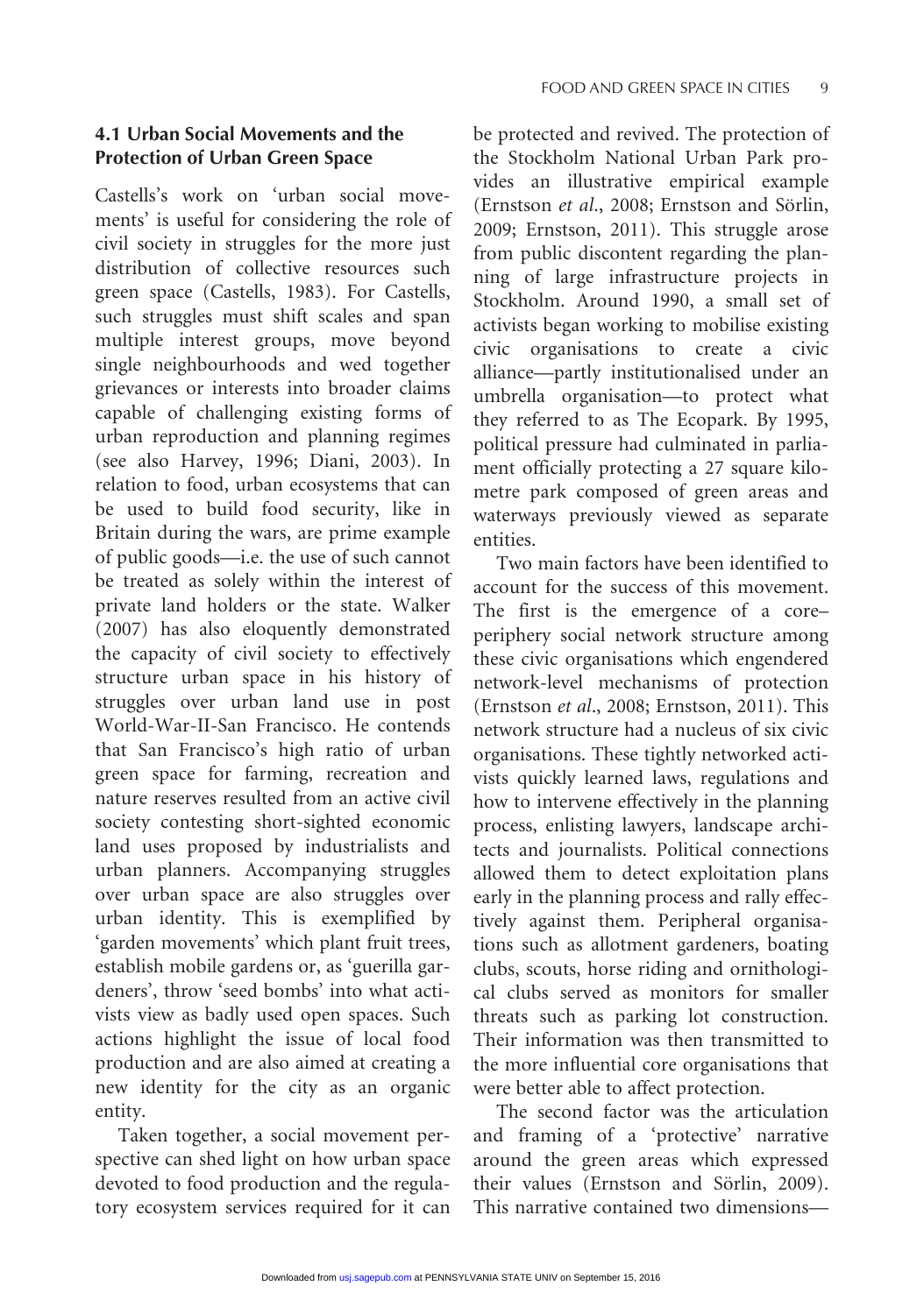### 4.1 Urban Social Movements and the Protection of Urban Green Space

Castells's work on 'urban social movements' is useful for considering the role of civil society in struggles for the more just distribution of collective resources such green space (Castells, 1983). For Castells, such struggles must shift scales and span multiple interest groups, move beyond single neighbourhoods and wed together grievances or interests into broader claims capable of challenging existing forms of urban reproduction and planning regimes (see also Harvey, 1996; Diani, 2003). In relation to food, urban ecosystems that can be used to build food security, like in Britain during the wars, are prime example of public goods—i.e. the use of such cannot be treated as solely within the interest of private land holders or the state. Walker (2007) has also eloquently demonstrated the capacity of civil society to effectively structure urban space in his history of struggles over urban land use in post World-War-II-San Francisco. He contends that San Francisco's high ratio of urban green space for farming, recreation and nature reserves resulted from an active civil society contesting short-sighted economic land uses proposed by industrialists and urban planners. Accompanying struggles over urban space are also struggles over urban identity. This is exemplified by 'garden movements' which plant fruit trees, establish mobile gardens or, as 'guerilla gardeners', throw 'seed bombs' into what activists view as badly used open spaces. Such actions highlight the issue of local food production and are also aimed at creating a new identity for the city as an organic entity.

Taken together, a social movement perspective can shed light on how urban space devoted to food production and the regulatory ecosystem services required for it can be protected and revived. The protection of the Stockholm National Urban Park provides an illustrative empirical example (Ernstson *et al*., 2008; Ernstson and Sörlin, 2009; Ernstson, 2011). This struggle arose from public discontent regarding the planning of large infrastructure projects in Stockholm. Around 1990, a small set of activists began working to mobilise existing civic organisations to create a civic alliance—partly institutionalised under an umbrella organisation—to protect what they referred to as The Ecopark. By 1995, political pressure had culminated in parliament officially protecting a 27 square kilometre park composed of green areas and waterways previously viewed as separate entities.

Two main factors have been identified to account for the success of this movement. The first is the emergence of a core–periphery social network structure among these civic organisations which engendered network-level mechanisms of protection (Ernstson *et al*., 2008; Ernstson, 2011). This network structure had a nucleus of six civic organisations. These tightly networked activists quickly learned laws, regulations and how to intervene effectively in the planning process, enlisting lawyers, landscape architects and journalists. Political connections allowed them to detect exploitation plans early in the planning process and rally effectively against them. Peripheral organisations such as allotment gardeners, boating clubs, scouts, horse riding and ornithological clubs served as monitors for smaller threats such as parking lot construction. Their information was then transmitted to the more influential core organisations that were better able to affect protection.

The second factor was the articulation and framing of a 'protective' narrative around the green areas which expressed their values (Ernstson and Sörlin, 2009). This narrative contained two dimensions—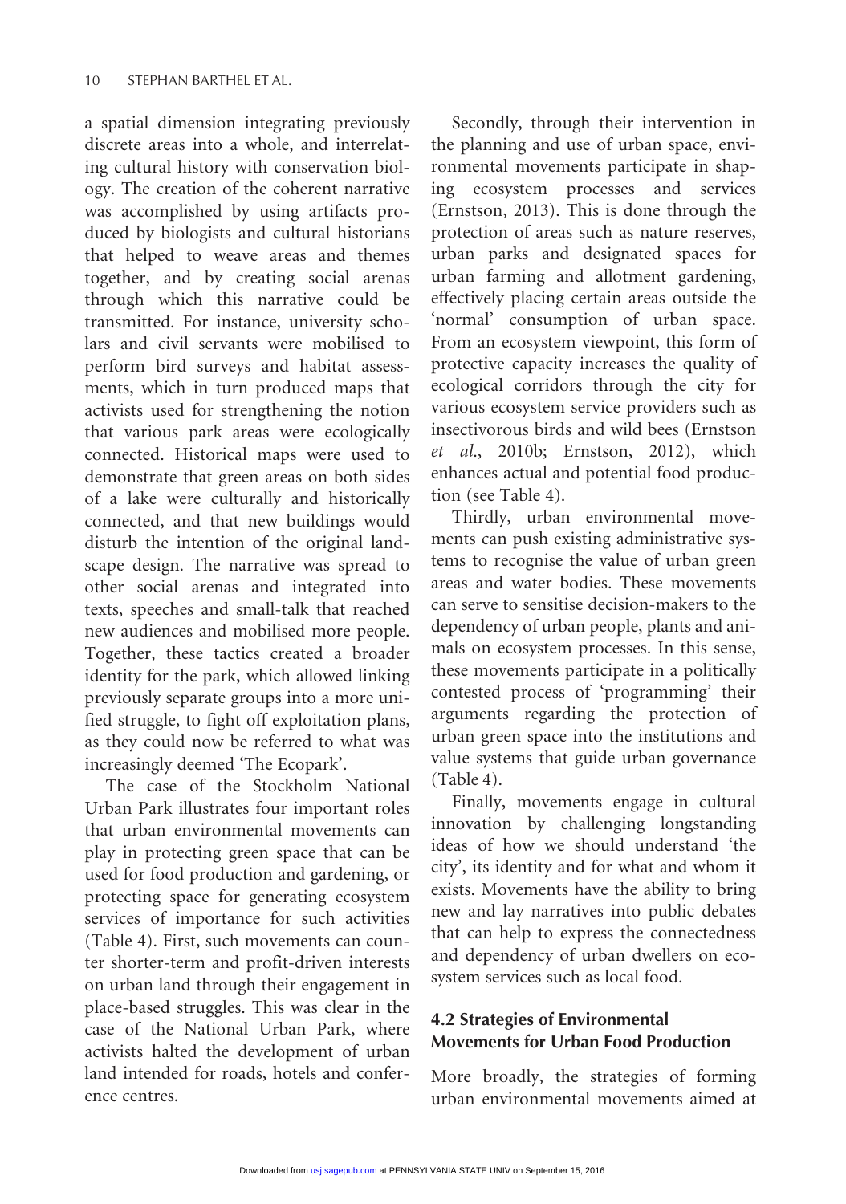a spatial dimension integrating previously discrete areas into a whole, and interrelating cultural history with conservation biology. The creation of the coherent narrative was accomplished by using artifacts produced by biologists and cultural historians that helped to weave areas and themes together, and by creating social arenas through which this narrative could be transmitted. For instance, university scholars and civil servants were mobilised to perform bird surveys and habitat assessments, which in turn produced maps that activists used for strengthening the notion that various park areas were ecologically connected. Historical maps were used to demonstrate that green areas on both sides of a lake were culturally and historically connected, and that new buildings would disturb the intention of the original landscape design. The narrative was spread to other social arenas and integrated into texts, speeches and small-talk that reached new audiences and mobilised more people. Together, these tactics created a broader identity for the park, which allowed linking previously separate groups into a more unified struggle, to fight off exploitation plans, as they could now be referred to what was increasingly deemed 'The Ecopark'.

The case of the Stockholm National Urban Park illustrates four important roles that urban environmental movements can play in protecting green space that can be used for food production and gardening, or protecting space for generating ecosystem services of importance for such activities (Table 4). First, such movements can counter shorter-term and profit-driven interests on urban land through their engagement in place-based struggles. This was clear in the case of the National Urban Park, where activists halted the development of urban land intended for roads, hotels and conference centres.

Secondly, through their intervention in the planning and use of urban space, environmental movements participate in shaping ecosystem processes and services (Ernstson, 2013). This is done through the protection of areas such as nature reserves, urban parks and designated spaces for urban farming and allotment gardening, effectively placing certain areas outside the 'normal' consumption of urban space. From an ecosystem viewpoint, this form of protective capacity increases the quality of ecological corridors through the city for various ecosystem service providers such as insectivorous birds and wild bees (Ernstson *et al*., 2010b; Ernstson, 2012), which enhances actual and potential food production (see Table 4).

Thirdly, urban environmental movements can push existing administrative systems to recognise the value of urban green areas and water bodies. These movements can serve to sensitise decision-makers to the dependency of urban people, plants and animals on ecosystem processes. In this sense, these movements participate in a politically contested process of 'programming' their arguments regarding the protection of urban green space into the institutions and value systems that guide urban governance (Table 4).

Finally, movements engage in cultural innovation by challenging longstanding ideas of how we should understand 'the city', its identity and for what and whom it exists. Movements have the ability to bring new and lay narratives into public debates that can help to express the connectedness and dependency of urban dwellers on ecosystem services such as local food.

### 4.2 Strategies of Environmental Movements for Urban Food Production

More broadly, the strategies of forming urban environmental movements aimed at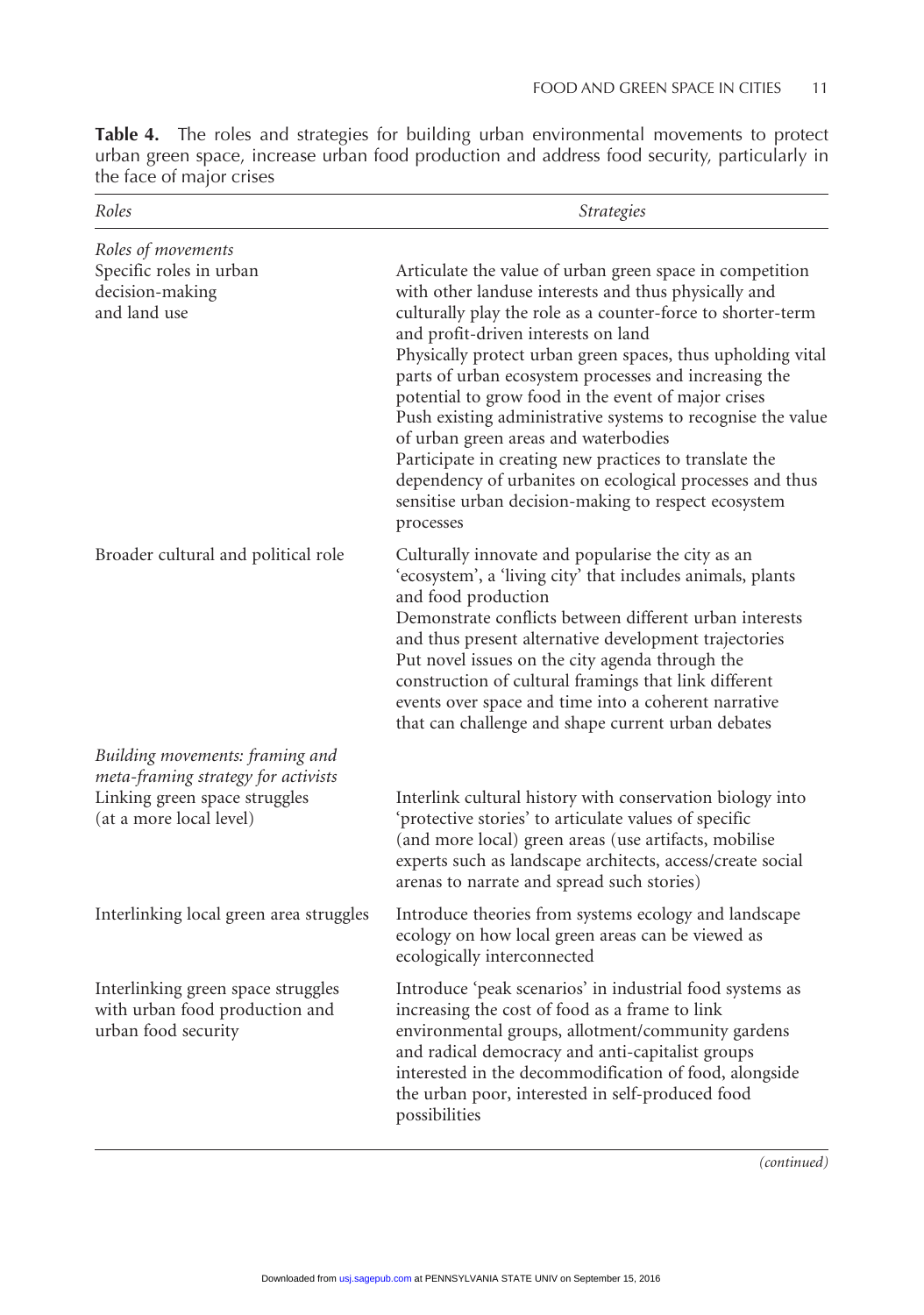**Table 4.** The roles and strategies for building urban environmental movements to protect urban green space, increase urban food production and address food security, particularly in the face of major crises

| *Roles* | *Strategies* |
|---|---|
| *Roles of movements* | |
| Specific roles in urban decision-making and land use | Articulate the value of urban green space in competition with other landuse interests and thus physically and culturally play the role as a counter-force to shorter-term and profit-driven interests on land<br>Physically protect urban green spaces, thus upholding vital parts of urban ecosystem processes and increasing the potential to grow food in the event of major crises<br>Push existing administrative systems to recognise the value of urban green areas and waterbodies<br>Participate in creating new practices to translate the dependency of urbanites on ecological processes and thus sensitise urban decision-making to respect ecosystem processes |
| Broader cultural and political role | Culturally innovate and popularise the city as an 'ecosystem', a 'living city' that includes animals, plants and food production<br>Demonstrate conflicts between different urban interests and thus present alternative development trajectories<br>Put novel issues on the city agenda through the construction of cultural framings that link different events over space and time into a coherent narrative that can challenge and shape current urban debates |
| *Building movements: framing and meta-framing strategy for activists* | |
| Linking green space struggles (at a more local level) | Interlink cultural history with conservation biology into 'protective stories' to articulate values of specific (and more local) green areas (use artifacts, mobilise experts such as landscape architects, access/create social arenas to narrate and spread such stories) |
| Interlinking local green area struggles | Introduce theories from systems ecology and landscape ecology on how local green areas can be viewed as ecologically interconnected |
| Interlinking green space struggles with urban food production and urban food security | Introduce 'peak scenarios' in industrial food systems as increasing the cost of food as a frame to link environmental groups, allotment/community gardens and radical democracy and anti-capitalist groups interested in the decommodification of food, alongside the urban poor, interested in self-produced food possibilities |

*(continued)*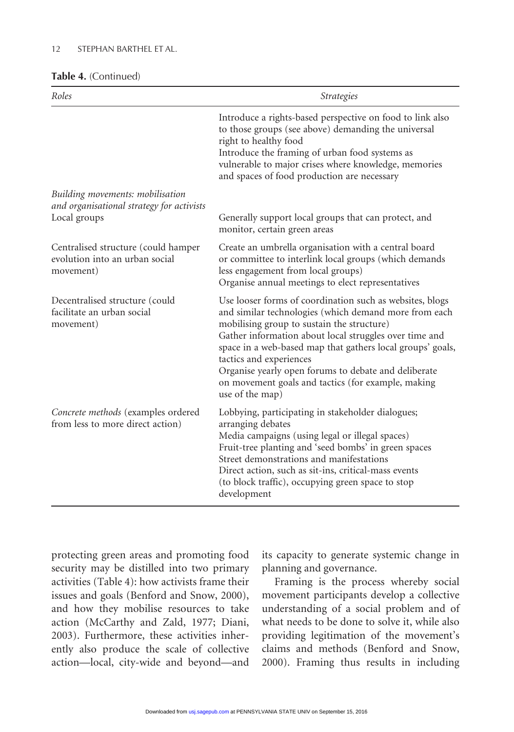**Table 4.** (Continued)

| *Roles* | *Strategies* |
|---|---|
| | Introduce a rights-based perspective on food to link also to those groups (see above) demanding the universal right to healthy food<br>Introduce the framing of urban food systems as vulnerable to major crises where knowledge, memories and spaces of food production are necessary |
| *Building movements: mobilisation and organisational strategy for activists* | |
| Local groups | Generally support local groups that can protect, and monitor, certain green areas |
| Centralised structure (could hamper evolution into an urban social movement) | Create an umbrella organisation with a central board or committee to interlink local groups (which demands less engagement from local groups)<br>Organise annual meetings to elect representatives |
| Decentralised structure (could facilitate an urban social movement) | Use looser forms of coordination such as websites, blogs and similar technologies (which demand more from each mobilising group to sustain the structure)<br>Gather information about local struggles over time and space in a web-based map that gathers local groups' goals, tactics and experiences<br>Organise yearly open forums to debate and deliberate on movement goals and tactics (for example, making use of the map) |
| *Concrete methods* (examples ordered from less to more direct action) | Lobbying, participating in stakeholder dialogues; arranging debates<br>Media campaigns (using legal or illegal spaces)<br>Fruit-tree planting and 'seed bombs' in green spaces<br>Street demonstrations and manifestations<br>Direct action, such as sit-ins, critical-mass events (to block traffic), occupying green space to stop development |

protecting green areas and promoting food security may be distilled into two primary activities (Table 4): how activists frame their issues and goals (Benford and Snow, 2000), and how they mobilise resources to take action (McCarthy and Zald, 1977; Diani, 2003). Furthermore, these activities inherently also produce the scale of collective action—local, city-wide and beyond—and its capacity to generate systemic change in planning and governance.

Framing is the process whereby social movement participants develop a collective understanding of a social problem and of what needs to be done to solve it, while also providing legitimation of the movement's claims and methods (Benford and Snow, 2000). Framing thus results in including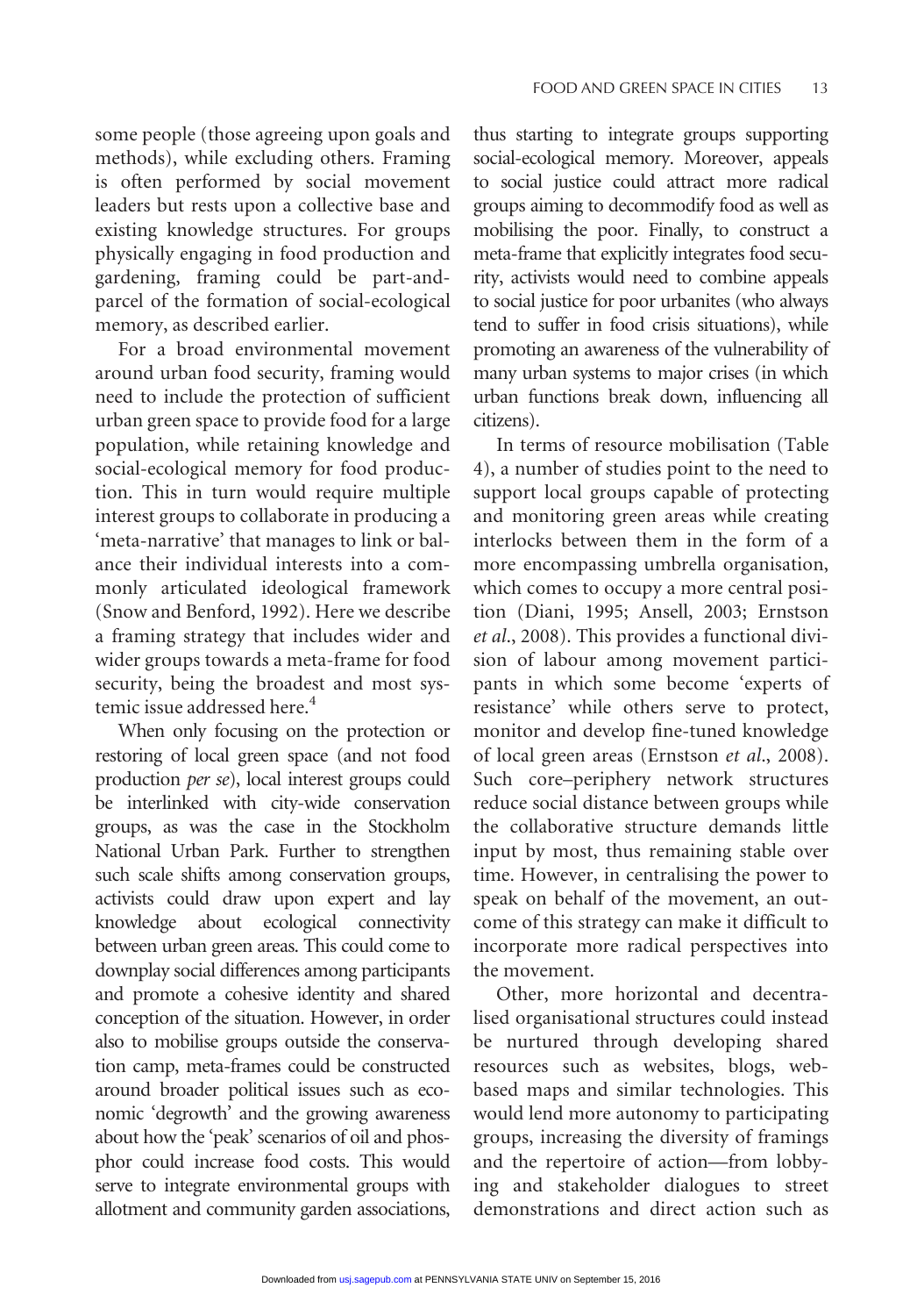some people (those agreeing upon goals and methods), while excluding others. Framing is often performed by social movement leaders but rests upon a collective base and existing knowledge structures. For groups physically engaging in food production and gardening, framing could be part-and-parcel of the formation of social-ecological memory, as described earlier.

For a broad environmental movement around urban food security, framing would need to include the protection of sufficient urban green space to provide food for a large population, while retaining knowledge and social-ecological memory for food production. This in turn would require multiple interest groups to collaborate in producing a 'meta-narrative' that manages to link or balance their individual interests into a commonly articulated ideological framework (Snow and Benford, 1992). Here we describe a framing strategy that includes wider and wider groups towards a meta-frame for food security, being the broadest and most systemic issue addressed here.[4]

When only focusing on the protection or restoring of local green space (and not food production *per se*), local interest groups could be interlinked with city-wide conservation groups, as was the case in the Stockholm National Urban Park. Further to strengthen such scale shifts among conservation groups, activists could draw upon expert and lay knowledge about ecological connectivity between urban green areas. This could come to downplay social differences among participants and promote a cohesive identity and shared conception of the situation. However, in order also to mobilise groups outside the conservation camp, meta-frames could be constructed around broader political issues such as economic 'degrowth' and the growing awareness about how the 'peak' scenarios of oil and phosphor could increase food costs. This would serve to integrate environmental groups with allotment and community garden associations, thus starting to integrate groups supporting social-ecological memory. Moreover, appeals to social justice could attract more radical groups aiming to decommodify food as well as mobilising the poor. Finally, to construct a meta-frame that explicitly integrates food security, activists would need to combine appeals to social justice for poor urbanites (who always tend to suffer in food crisis situations), while promoting an awareness of the vulnerability of many urban systems to major crises (in which urban functions break down, influencing all citizens).

In terms of resource mobilisation (Table 4), a number of studies point to the need to support local groups capable of protecting and monitoring green areas while creating interlocks between them in the form of a more encompassing umbrella organisation, which comes to occupy a more central position (Diani, 1995; Ansell, 2003; Ernstson *et al*., 2008). This provides a functional division of labour among movement participants in which some become 'experts of resistance' while others serve to protect, monitor and develop fine-tuned knowledge of local green areas (Ernstson *et al*., 2008). Such core–periphery network structures reduce social distance between groups while the collaborative structure demands little input by most, thus remaining stable over time. However, in centralising the power to speak on behalf of the movement, an outcome of this strategy can make it difficult to incorporate more radical perspectives into the movement.

Other, more horizontal and decentralised organisational structures could instead be nurtured through developing shared resources such as websites, blogs, web-based maps and similar technologies. This would lend more autonomy to participating groups, increasing the diversity of framings and the repertoire of action—from lobbying and stakeholder dialogues to street demonstrations and direct action such as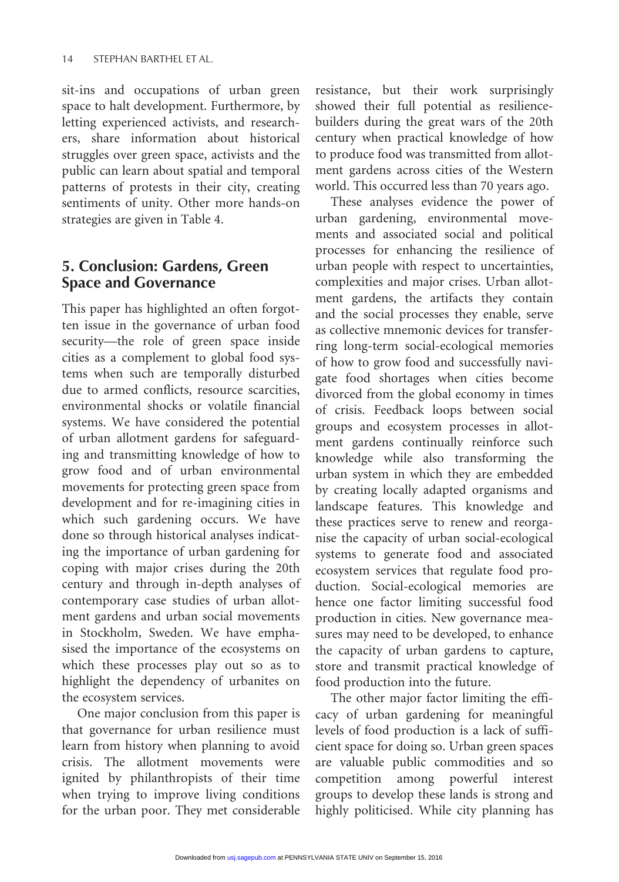sit-ins and occupations of urban green space to halt development. Furthermore, by letting experienced activists, and researchers, share information about historical struggles over green space, activists and the public can learn about spatial and temporal patterns of protests in their city, creating sentiments of unity. Other more hands-on strategies are given in Table 4.

## 5. Conclusion: Gardens, Green Space and Governance

This paper has highlighted an often forgotten issue in the governance of urban food security—the role of green space inside cities as a complement to global food systems when such are temporally disturbed due to armed conflicts, resource scarcities, environmental shocks or volatile financial systems. We have considered the potential of urban allotment gardens for safeguarding and transmitting knowledge of how to grow food and of urban environmental movements for protecting green space from development and for re-imagining cities in which such gardening occurs. We have done so through historical analyses indicating the importance of urban gardening for coping with major crises during the 20th century and through in-depth analyses of contemporary case studies of urban allotment gardens and urban social movements in Stockholm, Sweden. We have emphasised the importance of the ecosystems on which these processes play out so as to highlight the dependency of urbanites on the ecosystem services.

One major conclusion from this paper is that governance for urban resilience must learn from history when planning to avoid crisis. The allotment movements were ignited by philanthropists of their time when trying to improve living conditions for the urban poor. They met considerable resistance, but their work surprisingly showed their full potential as resilience-builders during the great wars of the 20th century when practical knowledge of how to produce food was transmitted from allotment gardens across cities of the Western world. This occurred less than 70 years ago.

These analyses evidence the power of urban gardening, environmental movements and associated social and political processes for enhancing the resilience of urban people with respect to uncertainties, complexities and major crises. Urban allotment gardens, the artifacts they contain and the social processes they enable, serve as collective mnemonic devices for transferring long-term social-ecological memories of how to grow food and successfully navigate food shortages when cities become divorced from the global economy in times of crisis. Feedback loops between social groups and ecosystem processes in allotment gardens continually reinforce such knowledge while also transforming the urban system in which they are embedded by creating locally adapted organisms and landscape features. This knowledge and these practices serve to renew and reorganise the capacity of urban social-ecological systems to generate food and associated ecosystem services that regulate food production. Social-ecological memories are hence one factor limiting successful food production in cities. New governance measures may need to be developed, to enhance the capacity of urban gardens to capture, store and transmit practical knowledge of food production into the future.

The other major factor limiting the efficacy of urban gardening for meaningful levels of food production is a lack of sufficient space for doing so. Urban green spaces are valuable public commodities and so competition among powerful interest groups to develop these lands is strong and highly politicised. While city planning has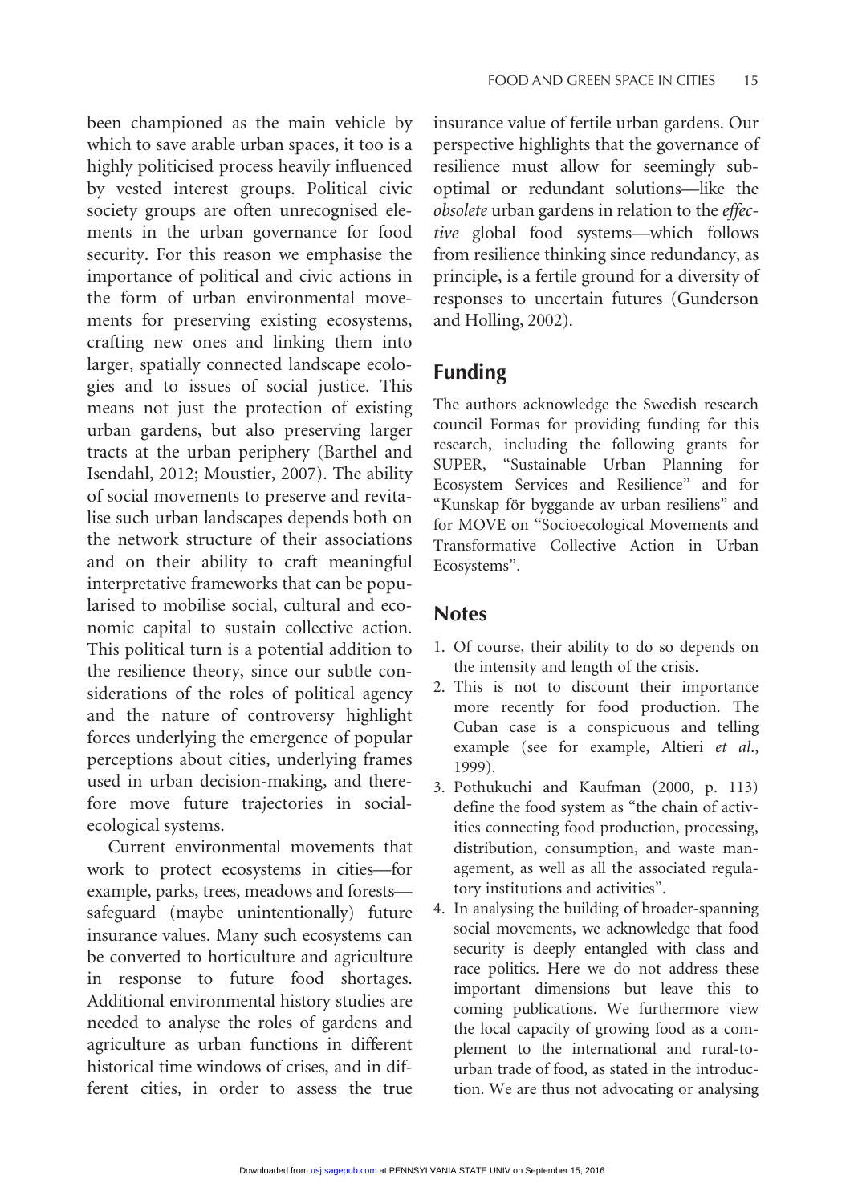been championed as the main vehicle by which to save arable urban spaces, it too is a highly politicised process heavily influenced by vested interest groups. Political civic society groups are often unrecognised elements in the urban governance for food security. For this reason we emphasise the importance of political and civic actions in the form of urban environmental movements for preserving existing ecosystems, crafting new ones and linking them into larger, spatially connected landscape ecologies and to issues of social justice. This means not just the protection of existing urban gardens, but also preserving larger tracts at the urban periphery (Barthel and Isendahl, 2012; Moustier, 2007). The ability of social movements to preserve and revitalise such urban landscapes depends both on the network structure of their associations and on their ability to craft meaningful interpretative frameworks that can be popularised to mobilise social, cultural and economic capital to sustain collective action. This political turn is a potential addition to the resilience theory, since our subtle considerations of the roles of political agency and the nature of controversy highlight forces underlying the emergence of popular perceptions about cities, underlying frames used in urban decision-making, and therefore move future trajectories in social-ecological systems.

Current environmental movements that work to protect ecosystems in cities—for example, parks, trees, meadows and forests—safeguard (maybe unintentionally) future insurance values. Many such ecosystems can be converted to horticulture and agriculture in response to future food shortages. Additional environmental history studies are needed to analyse the roles of gardens and agriculture as urban functions in different historical time windows of crises, and in different cities, in order to assess the true insurance value of fertile urban gardens. Our perspective highlights that the governance of resilience must allow for seemingly sub-optimal or redundant solutions—like the *obsolete* urban gardens in relation to the *effective* global food systems—which follows from resilience thinking since redundancy, as principle, is a fertile ground for a diversity of responses to uncertain futures (Gunderson and Holling, 2002).

## Funding

The authors acknowledge the Swedish research council Formas for providing funding for this research, including the following grants for SUPER, "Sustainable Urban Planning for Ecosystem Services and Resilience" and for "Kunskap för byggande av urban resiliens" and for MOVE on "Socioecological Movements and Transformative Collective Action in Urban Ecosystems".

## Notes

1. Of course, their ability to do so depends on the intensity and length of the crisis.
2. This is not to discount their importance more recently for food production. The Cuban case is a conspicuous and telling example (see for example, Altieri *et al*., 1999).
3. Pothukuchi and Kaufman (2000, p. 113) define the food system as "the chain of activities connecting food production, processing, distribution, consumption, and waste management, as well as all the associated regulatory institutions and activities".
4. In analysing the building of broader-spanning social movements, we acknowledge that food security is deeply entangled with class and race politics. Here we do not address these important dimensions but leave this to coming publications. We furthermore view the local capacity of growing food as a complement to the international and rural-to-urban trade of food, as stated in the introduction. We are thus not advocating or analysing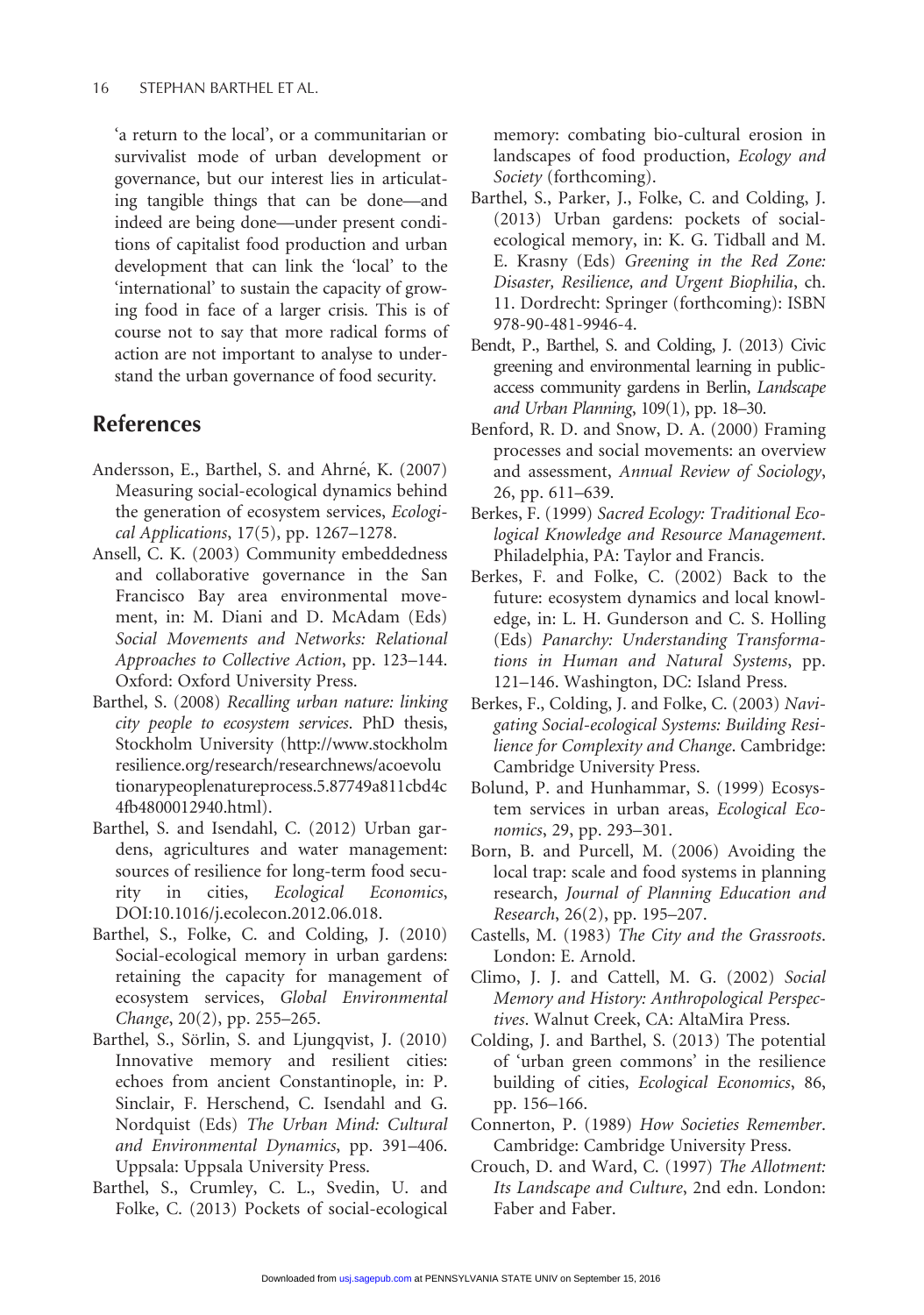'a return to the local', or a communitarian or survivalist mode of urban development or governance, but our interest lies in articulating tangible things that can be done—and indeed are being done—under present conditions of capitalist food production and urban development that can link the 'local' to the 'international' to sustain the capacity of growing food in face of a larger crisis. This is of course not to say that more radical forms of action are not important to analyse to understand the urban governance of food security.

## References

Andersson, E., Barthel, S. and Ahrné, K. (2007) Measuring social-ecological dynamics behind the generation of ecosystem services, *Ecological Applications*, 17(5), pp. 1267–1278.

Ansell, C. K. (2003) Community embeddedness and collaborative governance in the San Francisco Bay area environmental movement, in: M. Diani and D. McAdam (Eds) *Social Movements and Networks: Relational Approaches to Collective Action*, pp. 123–144. Oxford: Oxford University Press.

Barthel, S. (2008) *Recalling urban nature: linking city people to ecosystem services*. PhD thesis, Stockholm University (http://www.stockholmresilience.org/research/researchnews/acoevolutionarypeoplenatureprocess.5.87749a811cbd4c4fb4800012940.html).

Barthel, S. and Isendahl, C. (2012) Urban gardens, agricultures and water management: sources of resilience for long-term food security in cities, *Ecological Economics*, DOI:10.1016/j.ecolecon.2012.06.018.

Barthel, S., Folke, C. and Colding, J. (2010) Social-ecological memory in urban gardens: retaining the capacity for management of ecosystem services, *Global Environmental Change*, 20(2), pp. 255–265.

Barthel, S., Sörlin, S. and Ljungqvist, J. (2010) Innovative memory and resilient cities: echoes from ancient Constantinople, in: P. Sinclair, F. Herschend, C. Isendahl and G. Nordquist (Eds) *The Urban Mind: Cultural and Environmental Dynamics*, pp. 391–406. Uppsala: Uppsala University Press.

Barthel, S., Crumley, C. L., Svedin, U. and Folke, C. (2013) Pockets of social-ecological memory: combating bio-cultural erosion in landscapes of food production, *Ecology and Society* (forthcoming).

Barthel, S., Parker, J., Folke, C. and Colding, J. (2013) Urban gardens: pockets of social-ecological memory, in: K. G. Tidball and M. E. Krasny (Eds) *Greening in the Red Zone: Disaster, Resilience, and Urgent Biophilia*, ch. 11. Dordrecht: Springer (forthcoming): ISBN 978-90-481-9946-4.

Bendt, P., Barthel, S. and Colding, J. (2013) Civic greening and environmental learning in public-access community gardens in Berlin, *Landscape and Urban Planning*, 109(1), pp. 18–30.

Benford, R. D. and Snow, D. A. (2000) Framing processes and social movements: an overview and assessment, *Annual Review of Sociology*, 26, pp. 611–639.

Berkes, F. (1999) *Sacred Ecology: Traditional Ecological Knowledge and Resource Management*. Philadelphia, PA: Taylor and Francis.

Berkes, F. and Folke, C. (2002) Back to the future: ecosystem dynamics and local knowledge, in: L. H. Gunderson and C. S. Holling (Eds) *Panarchy: Understanding Transformations in Human and Natural Systems*, pp. 121–146. Washington, DC: Island Press.

Berkes, F., Colding, J. and Folke, C. (2003) *Navigating Social-ecological Systems: Building Resilience for Complexity and Change*. Cambridge: Cambridge University Press.

Bolund, P. and Hunhammar, S. (1999) Ecosystem services in urban areas, *Ecological Economics*, 29, pp. 293–301.

Born, B. and Purcell, M. (2006) Avoiding the local trap: scale and food systems in planning research, *Journal of Planning Education and Research*, 26(2), pp. 195–207.

Castells, M. (1983) *The City and the Grassroots*. London: E. Arnold.

Climo, J. J. and Cattell, M. G. (2002) *Social Memory and History: Anthropological Perspectives*. Walnut Creek, CA: AltaMira Press.

Colding, J. and Barthel, S. (2013) The potential of 'urban green commons' in the resilience building of cities, *Ecological Economics*, 86, pp. 156–166.

Connerton, P. (1989) *How Societies Remember*. Cambridge: Cambridge University Press.

Crouch, D. and Ward, C. (1997) *The Allotment: Its Landscape and Culture*, 2nd edn. London: Faber and Faber.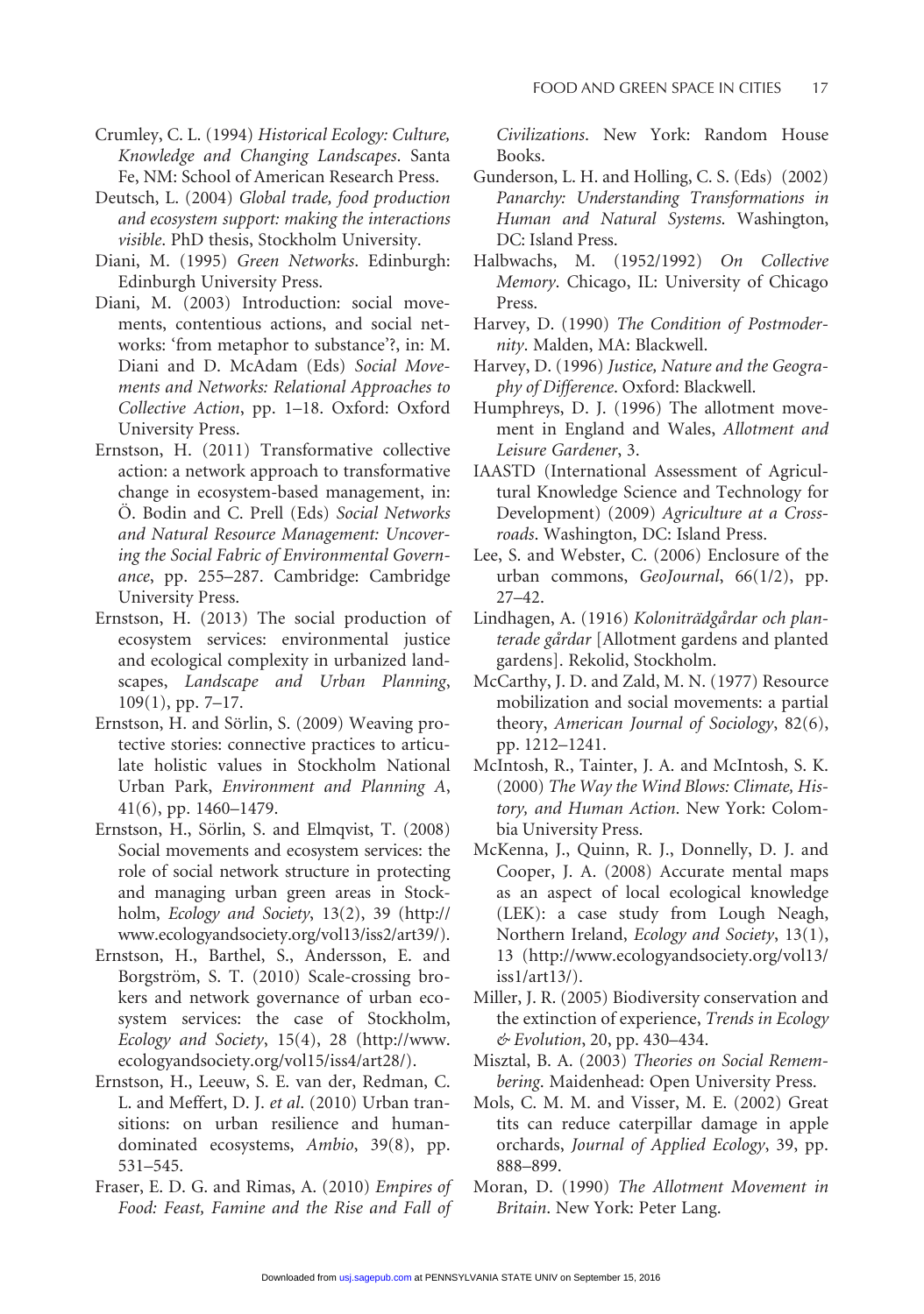Crumley, C. L. (1994) *Historical Ecology: Culture, Knowledge and Changing Landscapes*. Santa Fe, NM: School of American Research Press.

Deutsch, L. (2004) *Global trade, food production and ecosystem support: making the interactions visible*. PhD thesis, Stockholm University.

Diani, M. (1995) *Green Networks*. Edinburgh: Edinburgh University Press.

Diani, M. (2003) Introduction: social movements, contentious actions, and social networks: 'from metaphor to substance'?, in: M. Diani and D. McAdam (Eds) *Social Movements and Networks: Relational Approaches to Collective Action*, pp. 1–18. Oxford: Oxford University Press.

Ernstson, H. (2011) Transformative collective action: a network approach to transformative change in ecosystem-based management, in: Ö. Bodin and C. Prell (Eds) *Social Networks and Natural Resource Management: Uncovering the Social Fabric of Environmental Governance*, pp. 255–287. Cambridge: Cambridge University Press.

Ernstson, H. (2013) The social production of ecosystem services: environmental justice and ecological complexity in urbanized landscapes, *Landscape and Urban Planning*, 109(1), pp. 7–17.

Ernstson, H. and Sörlin, S. (2009) Weaving protective stories: connective practices to articulate holistic values in Stockholm National Urban Park, *Environment and Planning A*, 41(6), pp. 1460–1479.

Ernstson, H., Sörlin, S. and Elmqvist, T. (2008) Social movements and ecosystem services: the role of social network structure in protecting and managing urban green areas in Stockholm, *Ecology and Society*, 13(2), 39 (http://www.ecologyandsociety.org/vol13/iss2/art39/).

Ernstson, H., Barthel, S., Andersson, E. and Borgström, S. T. (2010) Scale-crossing brokers and network governance of urban ecosystem services: the case of Stockholm, *Ecology and Society*, 15(4), 28 (http://www.ecologyandsociety.org/vol15/iss4/art28/).

Ernstson, H., Leeuw, S. E. van der, Redman, C. L. and Meffert, D. J. *et al*. (2010) Urban transitions: on urban resilience and human-dominated ecosystems, *Ambio*, 39(8), pp. 531–545.

Fraser, E. D. G. and Rimas, A. (2010) *Empires of Food: Feast, Famine and the Rise and Fall of Civilizations*. New York: Random House Books.

Gunderson, L. H. and Holling, C. S. (Eds) (2002) *Panarchy: Understanding Transformations in Human and Natural Systems*. Washington, DC: Island Press.

Halbwachs, M. (1952/1992) *On Collective Memory*. Chicago, IL: University of Chicago Press.

Harvey, D. (1990) *The Condition of Postmodernity*. Malden, MA: Blackwell.

Harvey, D. (1996) *Justice, Nature and the Geography of Difference*. Oxford: Blackwell.

Humphreys, D. J. (1996) The allotment movement in England and Wales, *Allotment and Leisure Gardener*, 3.

IAASTD (International Assessment of Agricultural Knowledge Science and Technology for Development) (2009) *Agriculture at a Crossroads*. Washington, DC: Island Press.

Lee, S. and Webster, C. (2006) Enclosure of the urban commons, *GeoJournal*, 66(1/2), pp. 27–42.

Lindhagen, A. (1916) *Koloniträdgårdar och planterade gårdar* [Allotment gardens and planted gardens]. Rekolid, Stockholm.

McCarthy, J. D. and Zald, M. N. (1977) Resource mobilization and social movements: a partial theory, *American Journal of Sociology*, 82(6), pp. 1212–1241.

McIntosh, R., Tainter, J. A. and McIntosh, S. K. (2000) *The Way the Wind Blows: Climate, History, and Human Action*. New York: Colombia University Press.

McKenna, J., Quinn, R. J., Donnelly, D. J. and Cooper, J. A. (2008) Accurate mental maps as an aspect of local ecological knowledge (LEK): a case study from Lough Neagh, Northern Ireland, *Ecology and Society*, 13(1), 13 (http://www.ecologyandsociety.org/vol13/iss1/art13/).

Miller, J. R. (2005) Biodiversity conservation and the extinction of experience, *Trends in Ecology & Evolution*, 20, pp. 430–434.

Misztal, B. A. (2003) *Theories on Social Remembering*. Maidenhead: Open University Press.

Mols, C. M. M. and Visser, M. E. (2002) Great tits can reduce caterpillar damage in apple orchards, *Journal of Applied Ecology*, 39, pp. 888–899.

Moran, D. (1990) *The Allotment Movement in Britain*. New York: Peter Lang.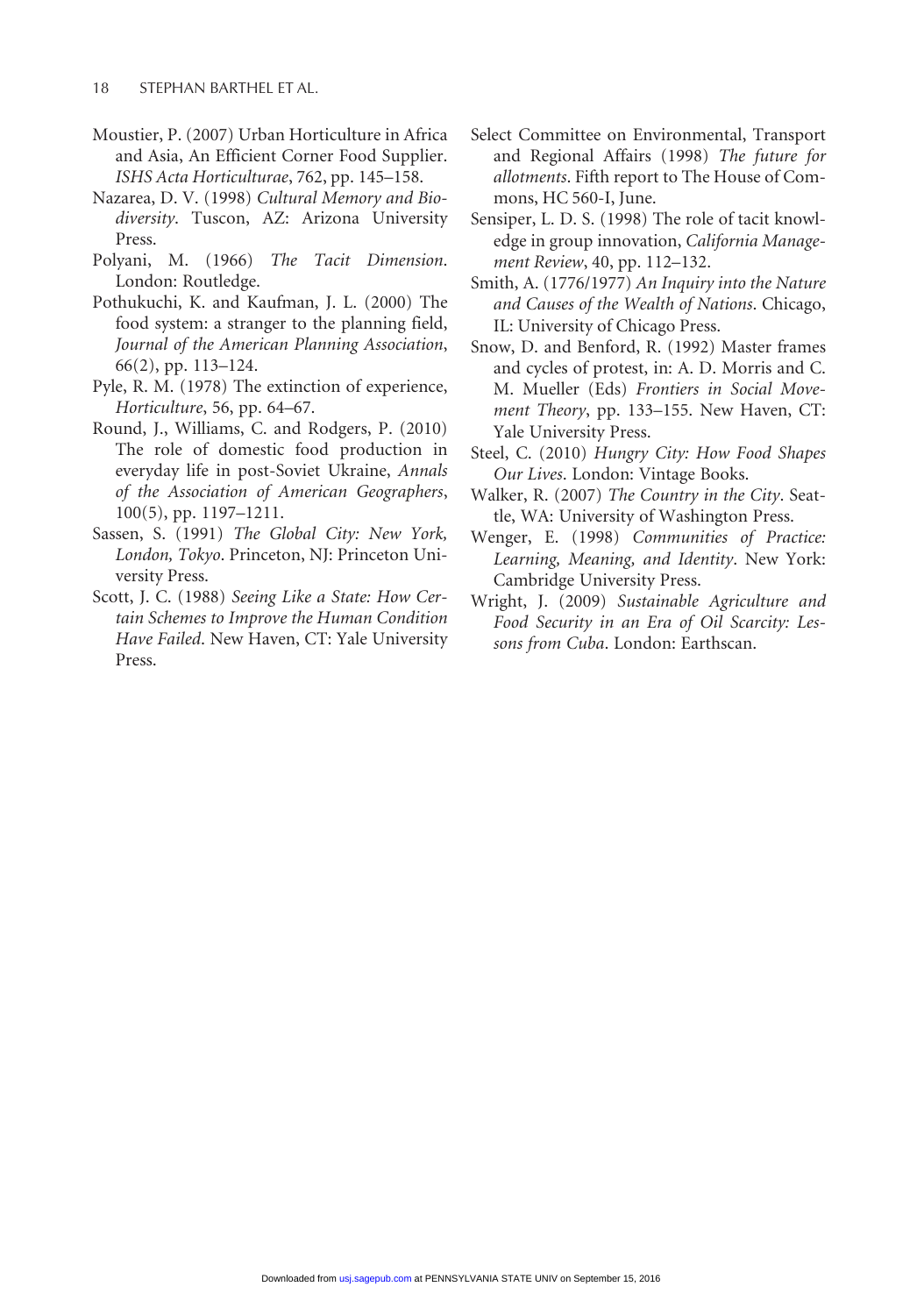Moustier, P. (2007) Urban Horticulture in Africa and Asia, An Efficient Corner Food Supplier. *ISHS Acta Horticulturae*, 762, pp. 145–158.

Nazarea, D. V. (1998) *Cultural Memory and Biodiversity*. Tuscon, AZ: Arizona University Press.

Polyani, M. (1966) *The Tacit Dimension*. London: Routledge.

Pothukuchi, K. and Kaufman, J. L. (2000) The food system: a stranger to the planning field, *Journal of the American Planning Association*, 66(2), pp. 113–124.

Pyle, R. M. (1978) The extinction of experience, *Horticulture*, 56, pp. 64–67.

Round, J., Williams, C. and Rodgers, P. (2010) The role of domestic food production in everyday life in post-Soviet Ukraine, *Annals of the Association of American Geographers*, 100(5), pp. 1197–1211.

Sassen, S. (1991) *The Global City: New York, London, Tokyo*. Princeton, NJ: Princeton University Press.

Scott, J. C. (1988) *Seeing Like a State: How Certain Schemes to Improve the Human Condition Have Failed*. New Haven, CT: Yale University Press.

Select Committee on Environmental, Transport and Regional Affairs (1998) *The future for allotments*. Fifth report to The House of Commons, HC 560-I, June.

Sensiper, L. D. S. (1998) The role of tacit knowledge in group innovation, *California Management Review*, 40, pp. 112–132.

Smith, A. (1776/1977) *An Inquiry into the Nature and Causes of the Wealth of Nations*. Chicago, IL: University of Chicago Press.

Snow, D. and Benford, R. (1992) Master frames and cycles of protest, in: A. D. Morris and C. M. Mueller (Eds) *Frontiers in Social Movement Theory*, pp. 133–155. New Haven, CT: Yale University Press.

Steel, C. (2010) *Hungry City: How Food Shapes Our Lives*. London: Vintage Books.

Walker, R. (2007) *The Country in the City*. Seattle, WA: University of Washington Press.

Wenger, E. (1998) *Communities of Practice: Learning, Meaning, and Identity*. New York: Cambridge University Press.

Wright, J. (2009) *Sustainable Agriculture and Food Security in an Era of Oil Scarcity: Lessons from Cuba*. London: Earthscan.